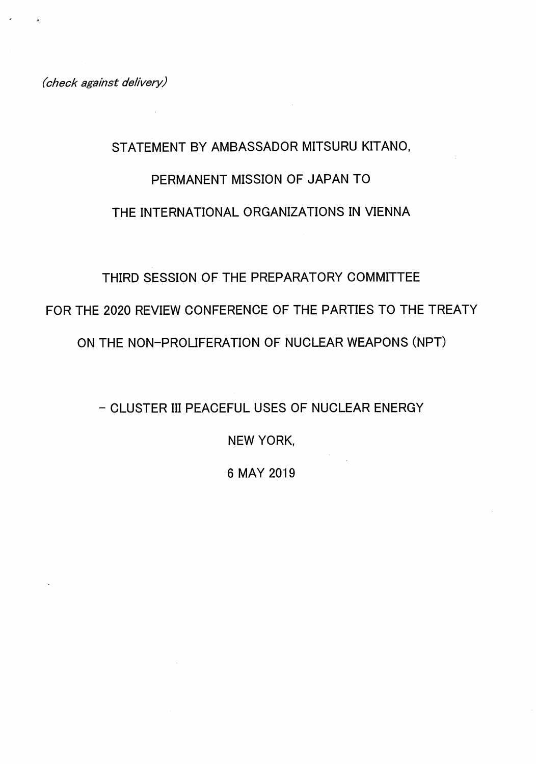*(check against delivery)*

# STATEMENT BY AMBASSADOR MITSURU KITANO,

# PERMANENT MISSION OF JAPAN TO

# THE INTERNATIONAL ORGANIZATIONS IN VIENNA

## THIRD SESSION OF THE PREPARATORY COMMITTEE

## FOR THE 2020 REVIEW CONFERENCE OF THE PARTIES TO THE TREATY

## ON THE NON-PROLIFERATION OF NUCLEAR WEAPONS (NPT)

– CLUSTER III PEACEFUL USES OF NUCLEAR ENERGY

NEW YORK,

6 MAY 2019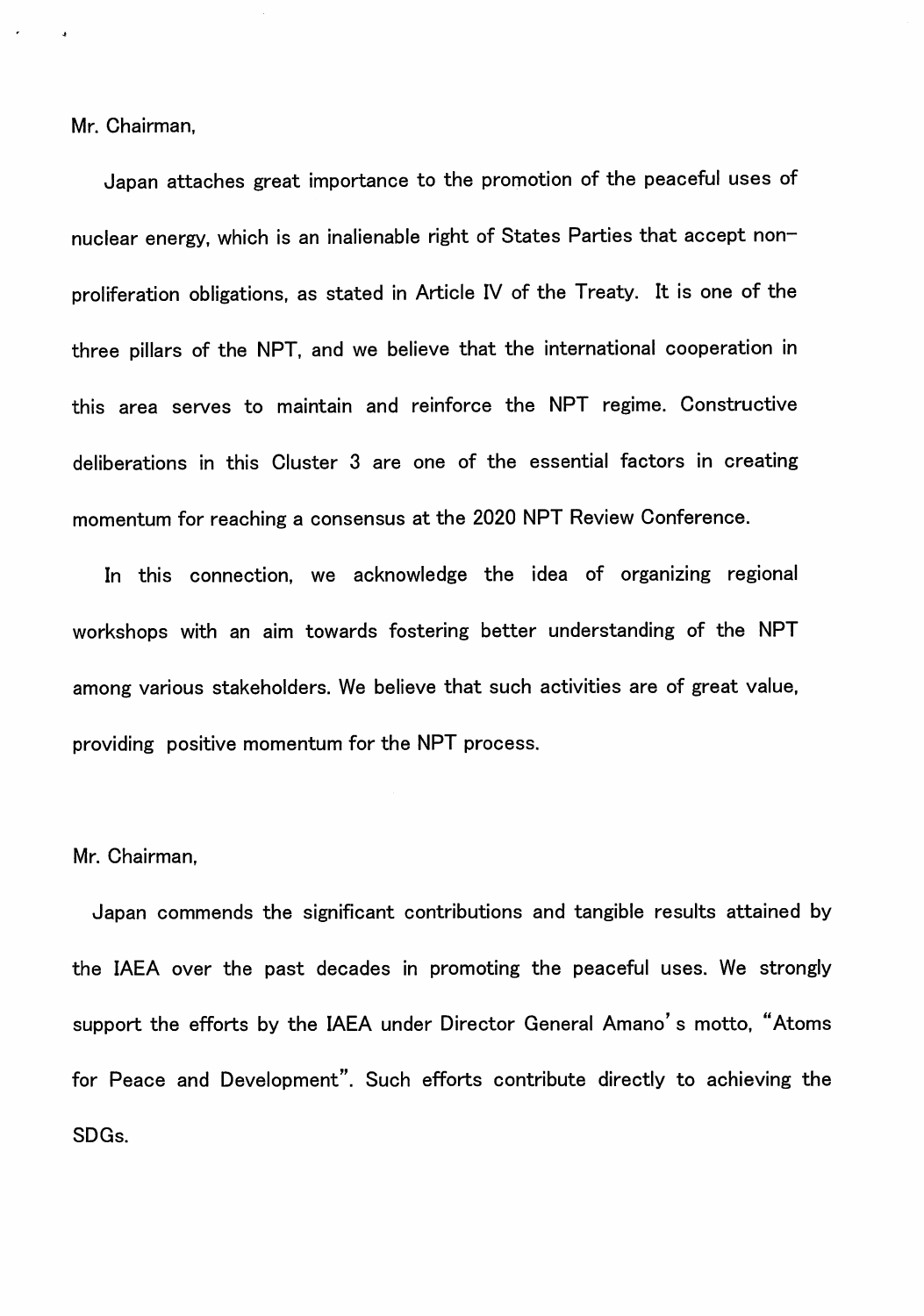Mr. Chairman,

Japan attaches great importance to the promotion of the peaceful uses of nuclear energy, which is an inalienable right of States Parties that accept non-proliferation obligations, as stated in Article IV of the Treaty. It is one of the three pillars of the NPT, and we believe that the international cooperation in this area serves to maintain and reinforce the NPT regime. Constructive deliberations in this Cluster 3 are one of the essential factors in creating momentum for reaching a consensus at the 2020 NPT Review Conference.

In this connection, we acknowledge the idea of organizing regional workshops with an aim towards fostering better understanding of the NPT among various stakeholders. We believe that such activities are of great value, providing positive momentum for the NPT process.

Mr. Chairman,

Japan commends the significant contributions and tangible results attained by the IAEA over the past decades in promoting the peaceful uses. We strongly support the efforts by the IAEA under Director General Amano's motto, "Atoms for Peace and Development". Such efforts contribute directly to achieving the SDGs.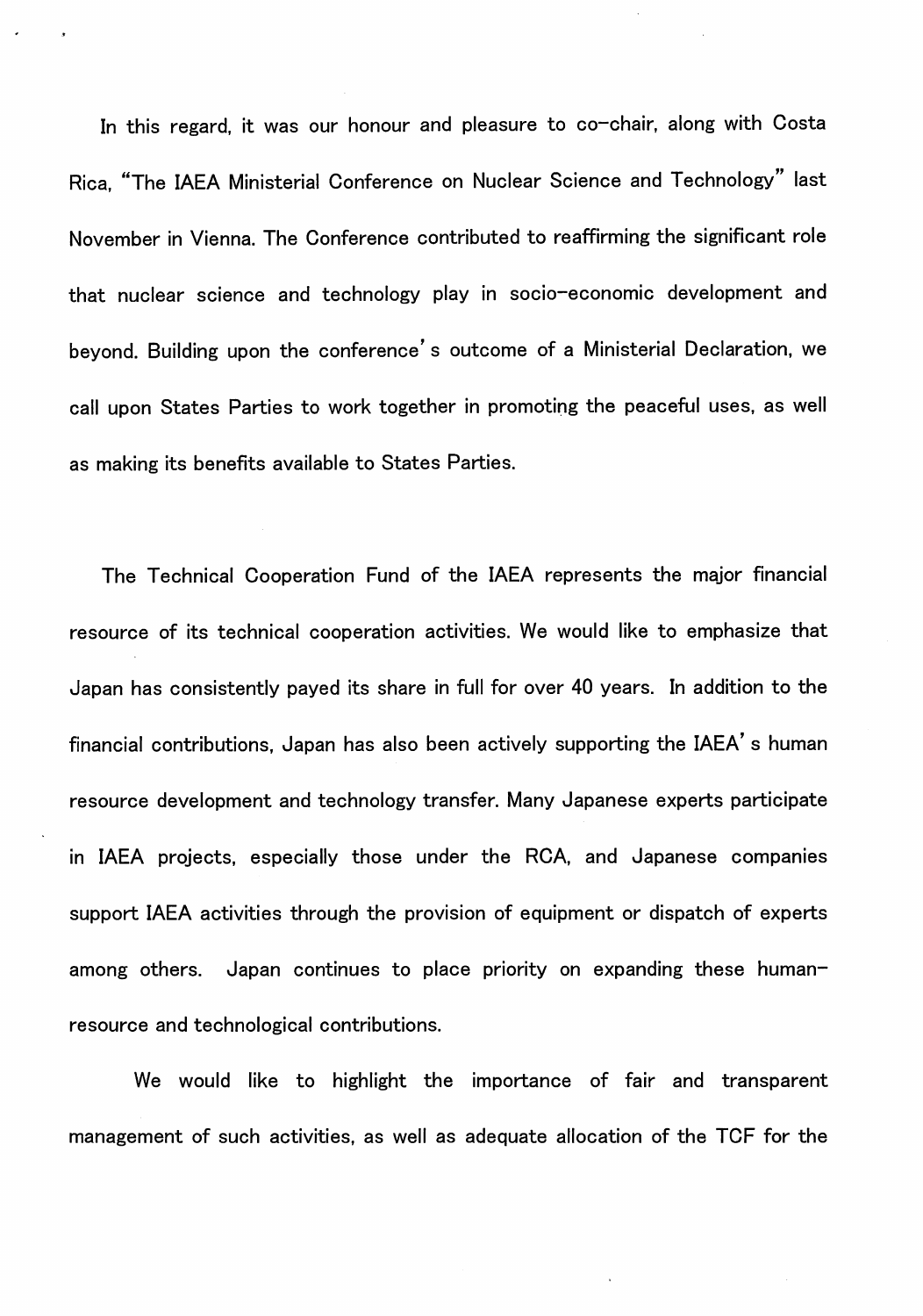In this regard, it was our honour and pleasure to co-chair, along with Costa Rica, "The IAEA Ministerial Conference on Nuclear Science and Technology" last November in Vienna. The Conference contributed to reaffirming the significant role that nuclear science and technology play in socio-economic development and beyond. Building upon the conference's outcome of a Ministerial Declaration, we call upon States Parties to work together in promoting the peaceful uses, as well as making its benefits available to States Parties.

The Technical Cooperation Fund of the IAEA represents the major financial resource of its technical cooperation activities. We would like to emphasize that Japan has consistently payed its share in full for over 40 years. In addition to the financial contributions, Japan has also been actively supporting the IAEA's human resource development and technology transfer. Many Japanese experts participate in IAEA projects, especially those under the RCA, and Japanese companies support IAEA activities through the provision of equipment or dispatch of experts among others. Japan continues to place priority on expanding these human-resource and technological contributions.

We would like to highlight the importance of fair and transparent management of such activities, as well as adequate allocation of the TCF for the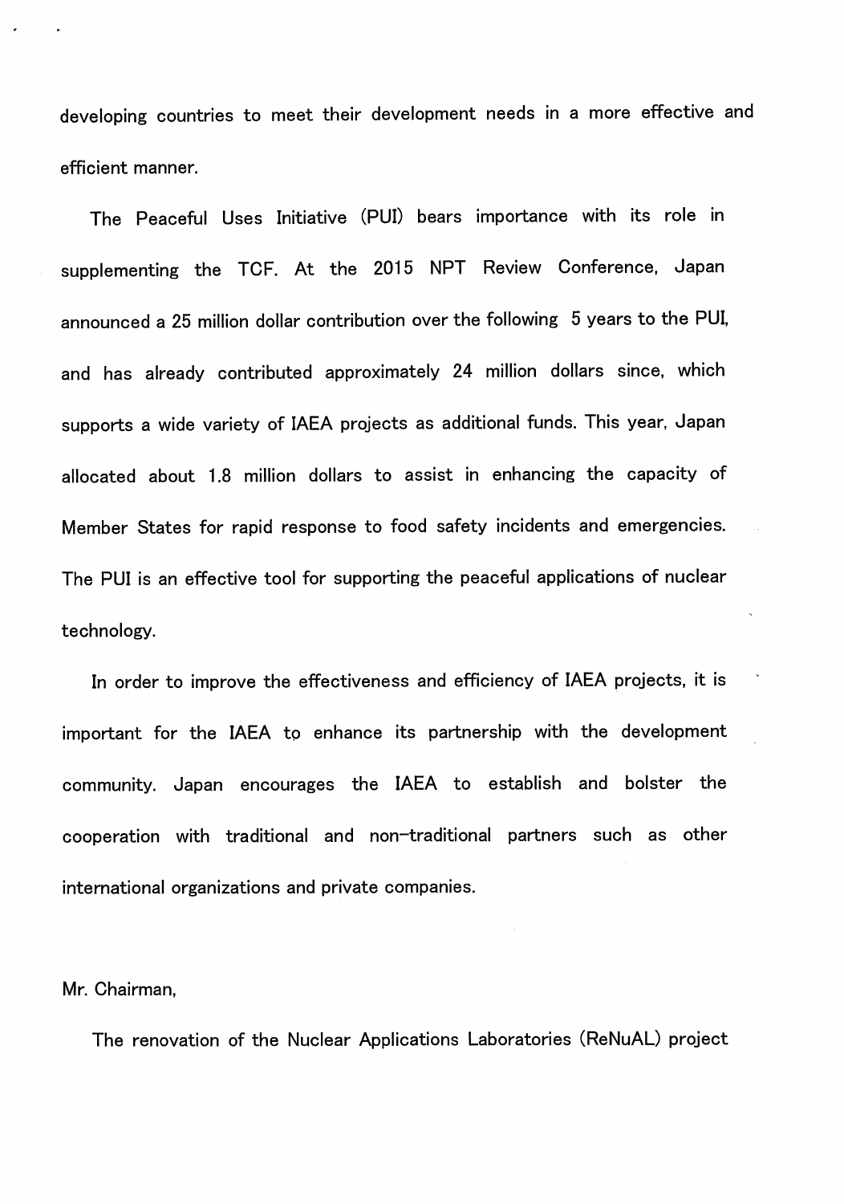developing countries to meet their development needs in a more effective and efficient manner.

The Peaceful Uses Initiative (PUI) bears importance with its role in supplementing the TCF. At the 2015 NPT Review Conference, Japan announced a 25 million dollar contribution over the following 5 years to the PUI, and has already contributed approximately 24 million dollars since, which supports a wide variety of IAEA projects as additional funds. This year, Japan allocated about 1.8 million dollars to assist in enhancing the capacity of Member States for rapid response to food safety incidents and emergencies. The PUI is an effective tool for supporting the peaceful applications of nuclear technology.

In order to improve the effectiveness and efficiency of IAEA projects, it is important for the IAEA to enhance its partnership with the development community. Japan encourages the IAEA to establish and bolster the cooperation with traditional and non-traditional partners such as other international organizations and private companies.

Mr. Chairman,

The renovation of the Nuclear Applications Laboratories (ReNuAL) project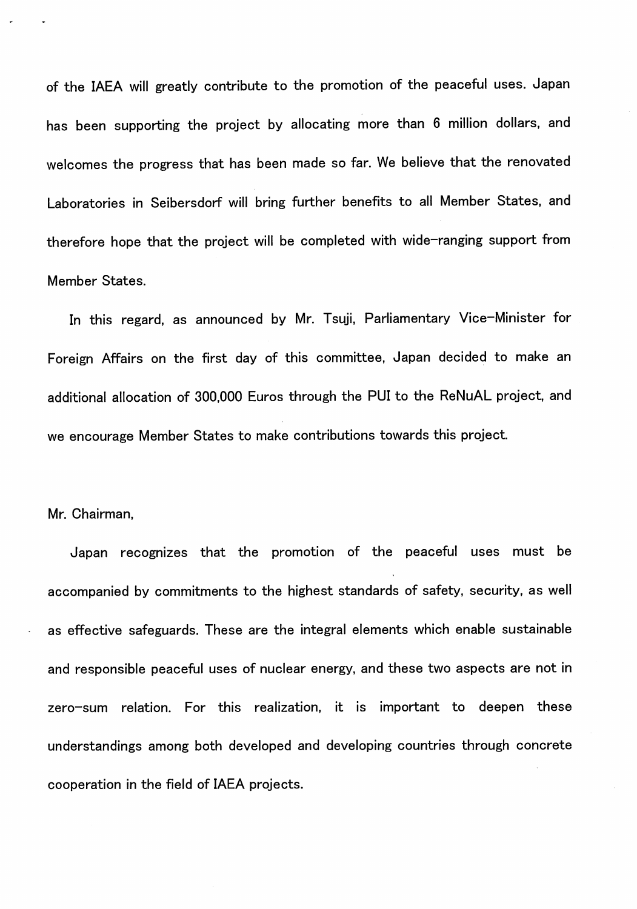of the IAEA will greatly contribute to the promotion of the peaceful uses. Japan has been supporting the project by allocating more than 6 million dollars, and welcomes the progress that has been made so far. We believe that the renovated Laboratories in Seibersdorf will bring further benefits to all Member States, and therefore hope that the project will be completed with wide-ranging support from Member States.

In this regard, as announced by Mr. Tsuji, Parliamentary Vice-Minister for Foreign Affairs on the first day of this committee, Japan decided to make an additional allocation of 300,000 Euros through the PUI to the ReNuAL project, and we encourage Member States to make contributions towards this project.

Mr. Chairman,

Japan recognizes that the promotion of the peaceful uses must be accompanied by commitments to the highest standards of safety, security, as well as effective safeguards. These are the integral elements which enable sustainable and responsible peaceful uses of nuclear energy, and these two aspects are not in zero-sum relation. For this realization, it is important to deepen these understandings among both developed and developing countries through concrete cooperation in the field of IAEA projects.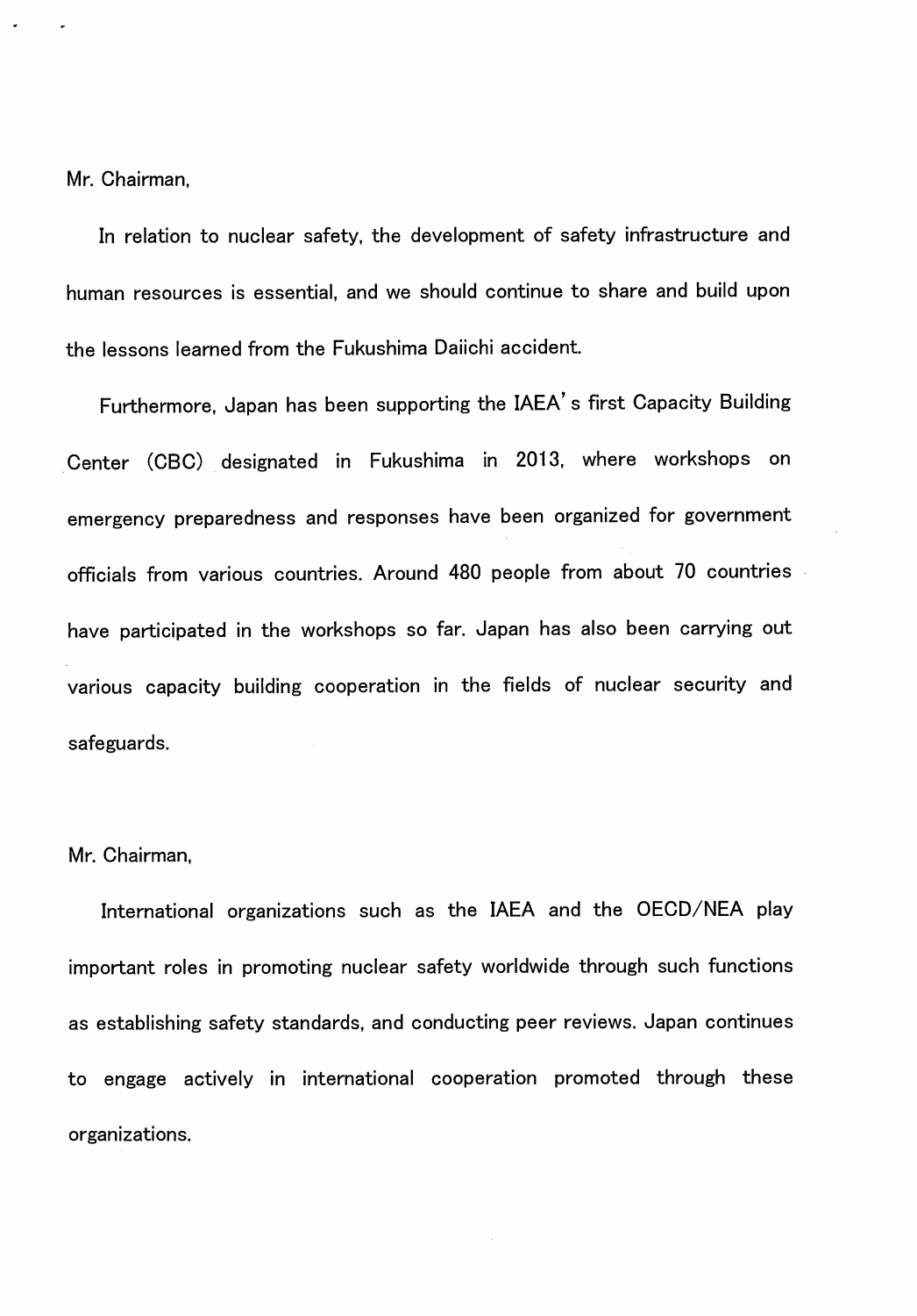Mr. Chairman,

In relation to nuclear safety, the development of safety infrastructure and human resources is essential, and we should continue to share and build upon the lessons learned from the Fukushima Daiichi accident.

Furthermore, Japan has been supporting the IAEA's first Capacity Building Center (CBC) designated in Fukushima in 2013, where workshops on emergency preparedness and responses have been organized for government officials from various countries. Around 480 people from about 70 countries have participated in the workshops so far. Japan has also been carrying out various capacity building cooperation in the fields of nuclear security and safeguards.

Mr. Chairman,

International organizations such as the IAEA and the OECD/NEA play important roles in promoting nuclear safety worldwide through such functions as establishing safety standards, and conducting peer reviews. Japan continues to engage actively in international cooperation promoted through these organizations.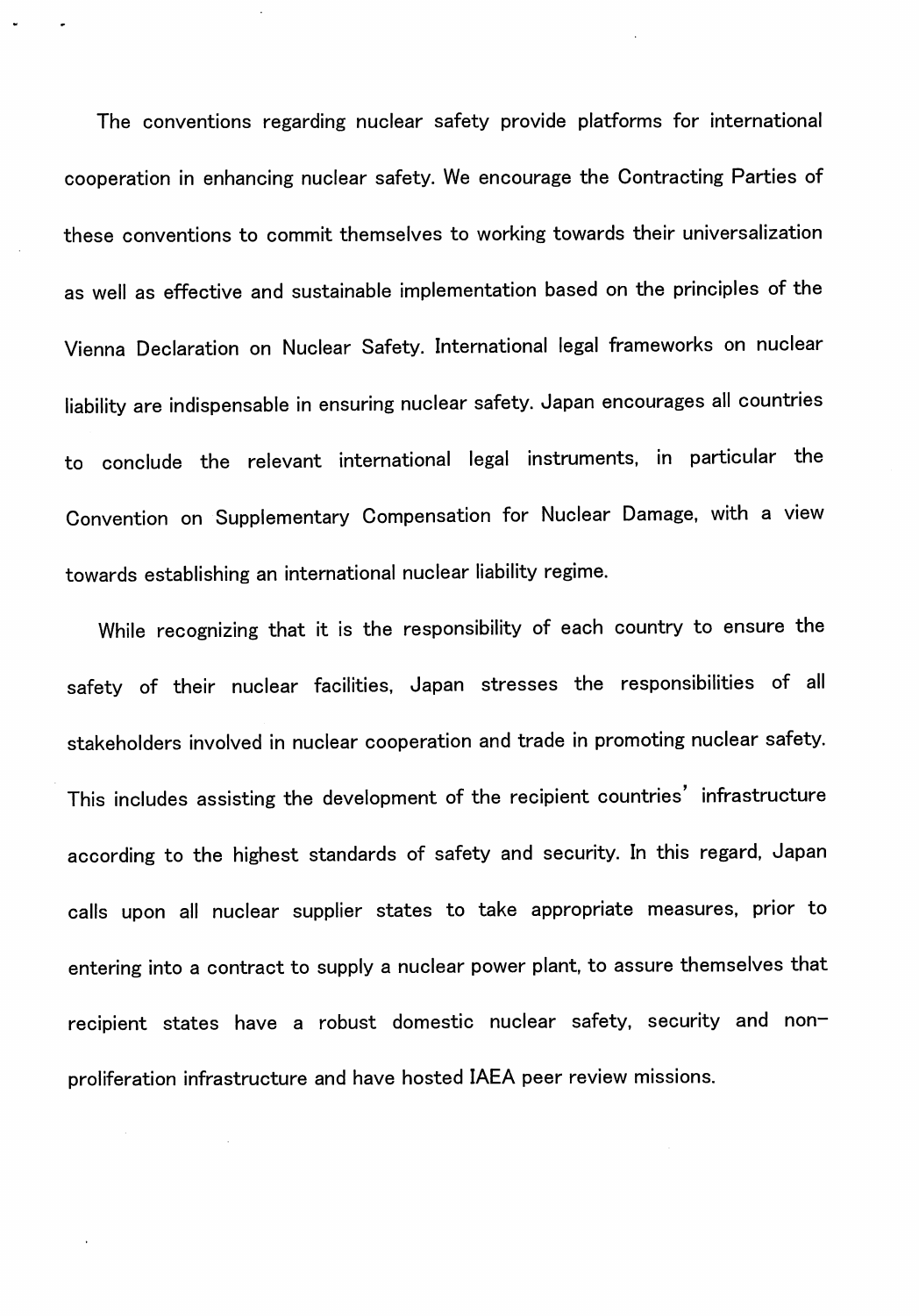The conventions regarding nuclear safety provide platforms for international cooperation in enhancing nuclear safety. We encourage the Contracting Parties of these conventions to commit themselves to working towards their universalization as well as effective and sustainable implementation based on the principles of the Vienna Declaration on Nuclear Safety. International legal frameworks on nuclear liability are indispensable in ensuring nuclear safety. Japan encourages all countries to conclude the relevant international legal instruments, in particular the Convention on Supplementary Compensation for Nuclear Damage, with a view towards establishing an international nuclear liability regime.

While recognizing that it is the responsibility of each country to ensure the safety of their nuclear facilities, Japan stresses the responsibilities of all stakeholders involved in nuclear cooperation and trade in promoting nuclear safety. This includes assisting the development of the recipient countries' infrastructure according to the highest standards of safety and security. In this regard, Japan calls upon all nuclear supplier states to take appropriate measures, prior to entering into a contract to supply a nuclear power plant, to assure themselves that recipient states have a robust domestic nuclear safety, security and non-proliferation infrastructure and have hosted IAEA peer review missions.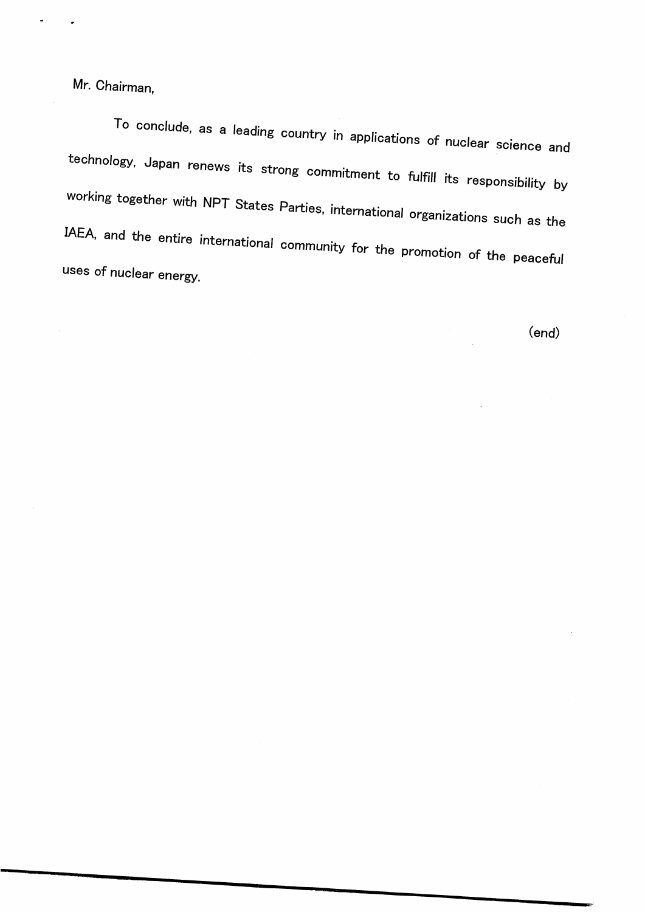Mr. Chairman,

To conclude, as a leading country in applications of nuclear science and technology, Japan renews its strong commitment to fulfill its responsibility by working together with NPT States Parties, international organizations such as the IAEA, and the entire international community for the promotion of the peaceful uses of nuclear energy.

(end)